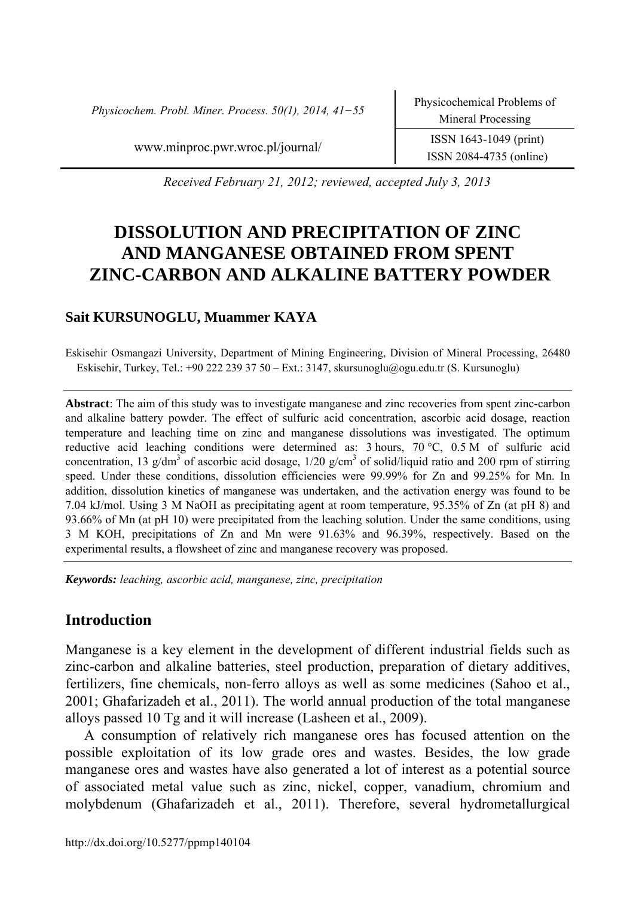Received February 21, 2012; reviewed, accepted July 3, 2013

# DISSOLUTION AND PRECIPITATION OF ZINC AND MANGANESE OBTAINED FROM SPENT ZINC-CARBON AND ALKALINE BATTERY POWDER

**Sait KURSUNOGLU, Muammer KAYA**

Eskisehir Osmangazi University, Department of Mining Engineering, Division of Mineral Processing, 26480 Eskisehir, Turkey, Tel.: +90 222 239 37 50 – Ext.: 3147, skursunoglu@ogu.edu.tr (S. Kursunoglu)

**Abstract**: The aim of this study was to investigate manganese and zinc recoveries from spent zinc-carbon and alkaline battery powder. The effect of sulfuric acid concentration, ascorbic acid dosage, reaction temperature and leaching time on zinc and manganese dissolutions was investigated. The optimum reductive acid leaching conditions were determined as: 3 hours, 70 °C, 0.5 M of sulfuric acid concentration, 13 g/dm$^3$ of ascorbic acid dosage, 1/20 g/cm$^3$ of solid/liquid ratio and 200 rpm of stirring speed. Under these conditions, dissolution efficiencies were 99.99% for Zn and 99.25% for Mn. In addition, dissolution kinetics of manganese was undertaken, and the activation energy was found to be 7.04 kJ/mol. Using 3 M NaOH as precipitating agent at room temperature, 95.35% of Zn (at pH 8) and 93.66% of Mn (at pH 10) were precipitated from the leaching solution. Under the same conditions, using 3 M KOH, precipitations of Zn and Mn were 91.63% and 96.39%, respectively. Based on the experimental results, a flowsheet of zinc and manganese recovery was proposed.

***Keywords:*** *leaching, ascorbic acid, manganese, zinc, precipitation*

## Introduction

Manganese is a key element in the development of different industrial fields such as zinc-carbon and alkaline batteries, steel production, preparation of dietary additives, fertilizers, fine chemicals, non-ferro alloys as well as some medicines (Sahoo et al., 2001; Ghafarizadeh et al., 2011). The world annual production of the total manganese alloys passed 10 Tg and it will increase (Lasheen et al., 2009).

A consumption of relatively rich manganese ores has focused attention on the possible exploitation of its low grade ores and wastes. Besides, the low grade manganese ores and wastes have also generated a lot of interest as a potential source of associated metal value such as zinc, nickel, copper, vanadium, chromium and molybdenum (Ghafarizadeh et al., 2011). Therefore, several hydrometallurgical

http://dx.doi.org/10.5277/ppmp140104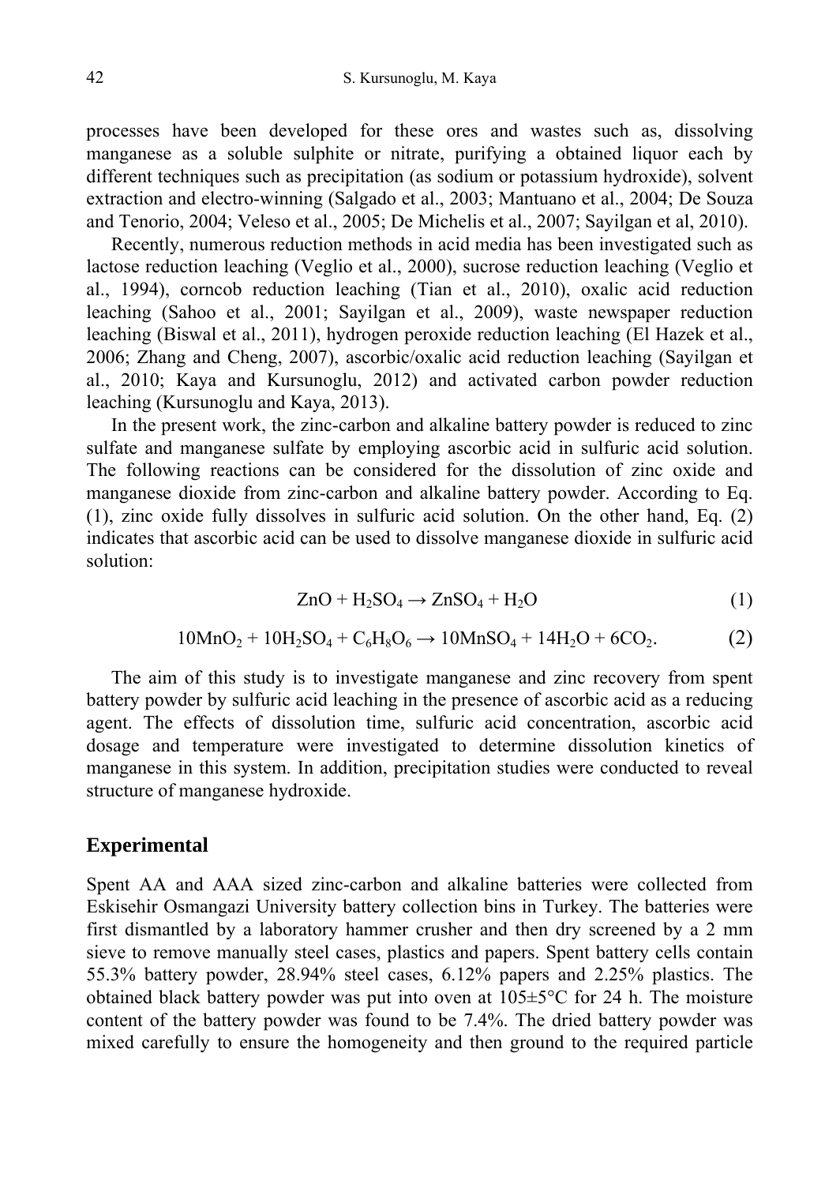processes have been developed for these ores and wastes such as, dissolving manganese as a soluble sulphite or nitrate, purifying a obtained liquor each by different techniques such as precipitation (as sodium or potassium hydroxide), solvent extraction and electro-winning (Salgado et al., 2003; Mantuano et al., 2004; De Souza and Tenorio, 2004; Veleso et al., 2005; De Michelis et al., 2007; Sayilgan et al, 2010).

Recently, numerous reduction methods in acid media has been investigated such as lactose reduction leaching (Veglio et al., 2000), sucrose reduction leaching (Veglio et al., 1994), corncob reduction leaching (Tian et al., 2010), oxalic acid reduction leaching (Sahoo et al., 2001; Sayilgan et al., 2009), waste newspaper reduction leaching (Biswal et al., 2011), hydrogen peroxide reduction leaching (El Hazek et al., 2006; Zhang and Cheng, 2007), ascorbic/oxalic acid reduction leaching (Sayilgan et al., 2010; Kaya and Kursunoglu, 2012) and activated carbon powder reduction leaching (Kursunoglu and Kaya, 2013).

In the present work, the zinc-carbon and alkaline battery powder is reduced to zinc sulfate and manganese sulfate by employing ascorbic acid in sulfuric acid solution. The following reactions can be considered for the dissolution of zinc oxide and manganese dioxide from zinc-carbon and alkaline battery powder. According to Eq. (1), zinc oxide fully dissolves in sulfuric acid solution. On the other hand, Eq. (2) indicates that ascorbic acid can be used to dissolve manganese dioxide in sulfuric acid solution:

$$ZnO + H_2SO_4 \rightarrow ZnSO_4 + H_2O \tag{1}$$

$$10MnO_2 + 10H_2SO_4 + C_6H_8O_6 \rightarrow 10MnSO_4 + 14H_2O + 6CO_2. \tag{2}$$

The aim of this study is to investigate manganese and zinc recovery from spent battery powder by sulfuric acid leaching in the presence of ascorbic acid as a reducing agent. The effects of dissolution time, sulfuric acid concentration, ascorbic acid dosage and temperature were investigated to determine dissolution kinetics of manganese in this system. In addition, precipitation studies were conducted to reveal structure of manganese hydroxide.

## Experimental

Spent AA and AAA sized zinc-carbon and alkaline batteries were collected from Eskisehir Osmangazi University battery collection bins in Turkey. The batteries were first dismantled by a laboratory hammer crusher and then dry screened by a 2 mm sieve to remove manually steel cases, plastics and papers. Spent battery cells contain 55.3% battery powder, 28.94% steel cases, 6.12% papers and 2.25% plastics. The obtained black battery powder was put into oven at 105±5°C for 24 h. The moisture content of the battery powder was found to be 7.4%. The dried battery powder was mixed carefully to ensure the homogeneity and then ground to the required particle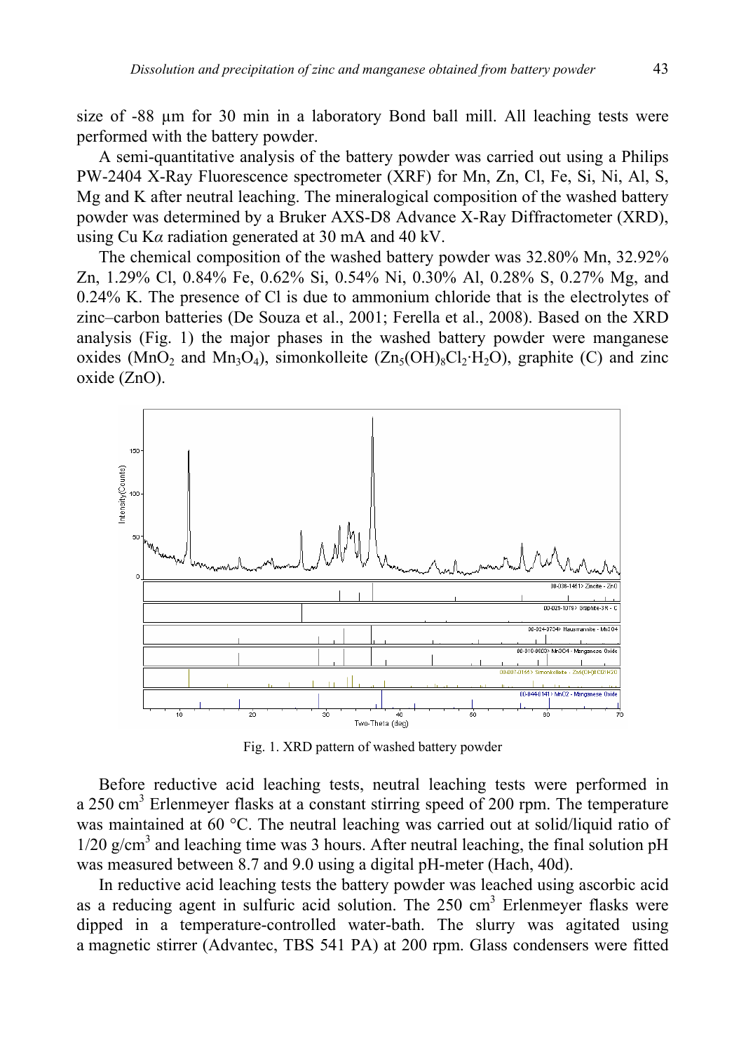size of -88 μm for 30 min in a laboratory Bond ball mill. All leaching tests were performed with the battery powder.

A semi-quantitative analysis of the battery powder was carried out using a Philips PW-2404 X-Ray Fluorescence spectrometer (XRF) for Mn, Zn, Cl, Fe, Si, Ni, Al, S, Mg and K after neutral leaching. The mineralogical composition of the washed battery powder was determined by a Bruker AXS-D8 Advance X-Ray Diffractometer (XRD), using Cu K*α* radiation generated at 30 mA and 40 kV.

The chemical composition of the washed battery powder was 32.80% Mn, 32.92% Zn, 1.29% Cl, 0.84% Fe, 0.62% Si, 0.54% Ni, 0.30% Al, 0.28% S, 0.27% Mg, and 0.24% K. The presence of Cl is due to ammonium chloride that is the electrolytes of zinc–carbon batteries (De Souza et al., 2001; Ferella et al., 2008). Based on the XRD analysis (Fig. 1) the major phases in the washed battery powder were manganese oxides ($MnO_2$ and $Mn_3O_4$), simonkolleite ($Zn_5(OH)_8Cl_2{\cdot}H_2O$), graphite (C) and zinc oxide (ZnO).

Fig. 1. XRD pattern of washed battery powder

Before reductive acid leaching tests, neutral leaching tests were performed in a 250 $cm^3$ Erlenmeyer flasks at a constant stirring speed of 200 rpm. The temperature was maintained at 60 °C. The neutral leaching was carried out at solid/liquid ratio of 1/20 $g/cm^3$ and leaching time was 3 hours. After neutral leaching, the final solution pH was measured between 8.7 and 9.0 using a digital pH-meter (Hach, 40d).

In reductive acid leaching tests the battery powder was leached using ascorbic acid as a reducing agent in sulfuric acid solution. The 250 $cm^3$ Erlenmeyer flasks were dipped in a temperature-controlled water-bath. The slurry was agitated using a magnetic stirrer (Advantec, TBS 541 PA) at 200 rpm. Glass condensers were fitted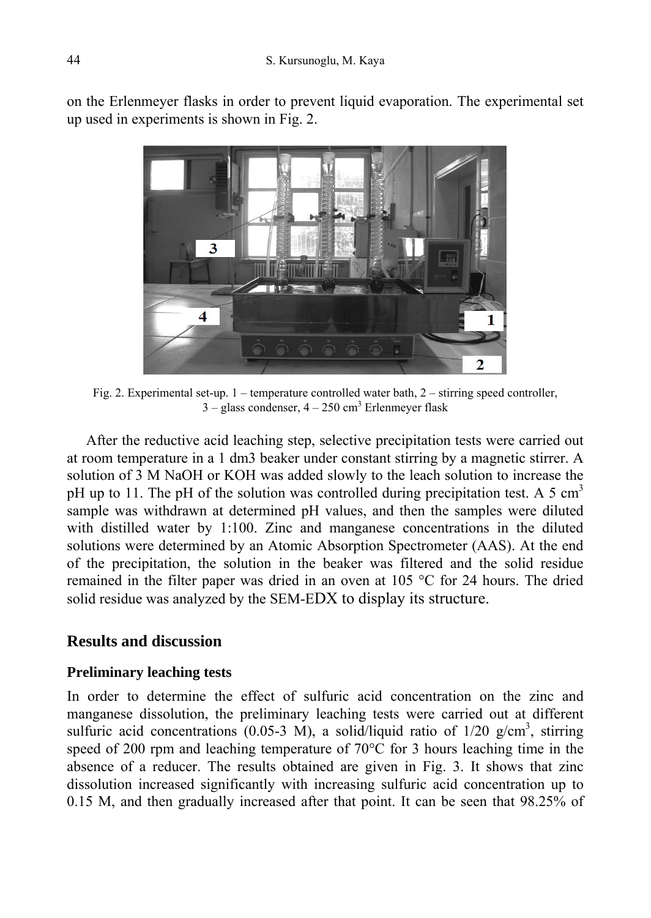on the Erlenmeyer flasks in order to prevent liquid evaporation. The experimental set up used in experiments is shown in Fig. 2.

Fig. 2. Experimental set-up. 1 – temperature controlled water bath, 2 – stirring speed controller, 3 – glass condenser, 4 – 250 $cm^3$ Erlenmeyer flask

After the reductive acid leaching step, selective precipitation tests were carried out at room temperature in a 1 dm3 beaker under constant stirring by a magnetic stirrer. A solution of 3 M NaOH or KOH was added slowly to the leach solution to increase the pH up to 11. The pH of the solution was controlled during precipitation test. A 5 $cm^3$ sample was withdrawn at determined pH values, and then the samples were diluted with distilled water by 1:100. Zinc and manganese concentrations in the diluted solutions were determined by an Atomic Absorption Spectrometer (AAS). At the end of the precipitation, the solution in the beaker was filtered and the solid residue remained in the filter paper was dried in an oven at 105 °C for 24 hours. The dried solid residue was analyzed by the SEM-EDX to display its structure.

## Results and discussion

### Preliminary leaching tests

In order to determine the effect of sulfuric acid concentration on the zinc and manganese dissolution, the preliminary leaching tests were carried out at different sulfuric acid concentrations (0.05-3 M), a solid/liquid ratio of 1/20 g/$cm^3$, stirring speed of 200 rpm and leaching temperature of 70°C for 3 hours leaching time in the absence of a reducer. The results obtained are given in Fig. 3. It shows that zinc dissolution increased significantly with increasing sulfuric acid concentration up to 0.15 M, and then gradually increased after that point. It can be seen that 98.25% of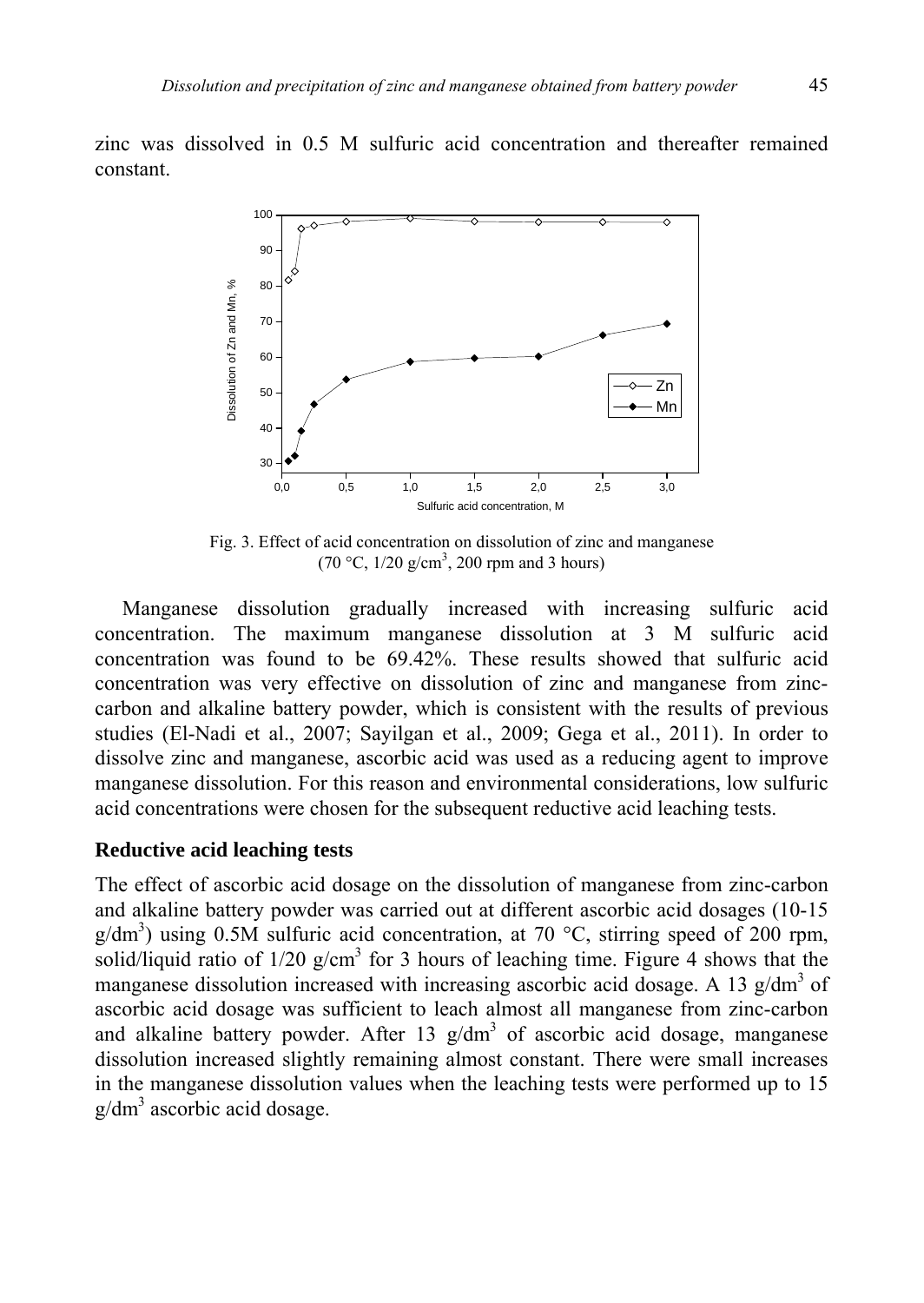zinc was dissolved in 0.5 M sulfuric acid concentration and thereafter remained constant.

Fig. 3. Effect of acid concentration on dissolution of zinc and manganese (70 °C, 1/20 g/cm$^3$, 200 rpm and 3 hours)

Manganese dissolution gradually increased with increasing sulfuric acid concentration. The maximum manganese dissolution at 3 M sulfuric acid concentration was found to be 69.42%. These results showed that sulfuric acid concentration was very effective on dissolution of zinc and manganese from zinc-carbon and alkaline battery powder, which is consistent with the results of previous studies (El-Nadi et al., 2007; Sayilgan et al., 2009; Gega et al., 2011). In order to dissolve zinc and manganese, ascorbic acid was used as a reducing agent to improve manganese dissolution. For this reason and environmental considerations, low sulfuric acid concentrations were chosen for the subsequent reductive acid leaching tests.

## Reductive acid leaching tests

The effect of ascorbic acid dosage on the dissolution of manganese from zinc-carbon and alkaline battery powder was carried out at different ascorbic acid dosages (10-15 g/dm$^3$) using 0.5M sulfuric acid concentration, at 70 °C, stirring speed of 200 rpm, solid/liquid ratio of 1/20 g/cm$^3$ for 3 hours of leaching time. Figure 4 shows that the manganese dissolution increased with increasing ascorbic acid dosage. A 13 g/dm$^3$ of ascorbic acid dosage was sufficient to leach almost all manganese from zinc-carbon and alkaline battery powder. After 13 g/dm$^3$ of ascorbic acid dosage, manganese dissolution increased slightly remaining almost constant. There were small increases in the manganese dissolution values when the leaching tests were performed up to 15 g/dm$^3$ ascorbic acid dosage.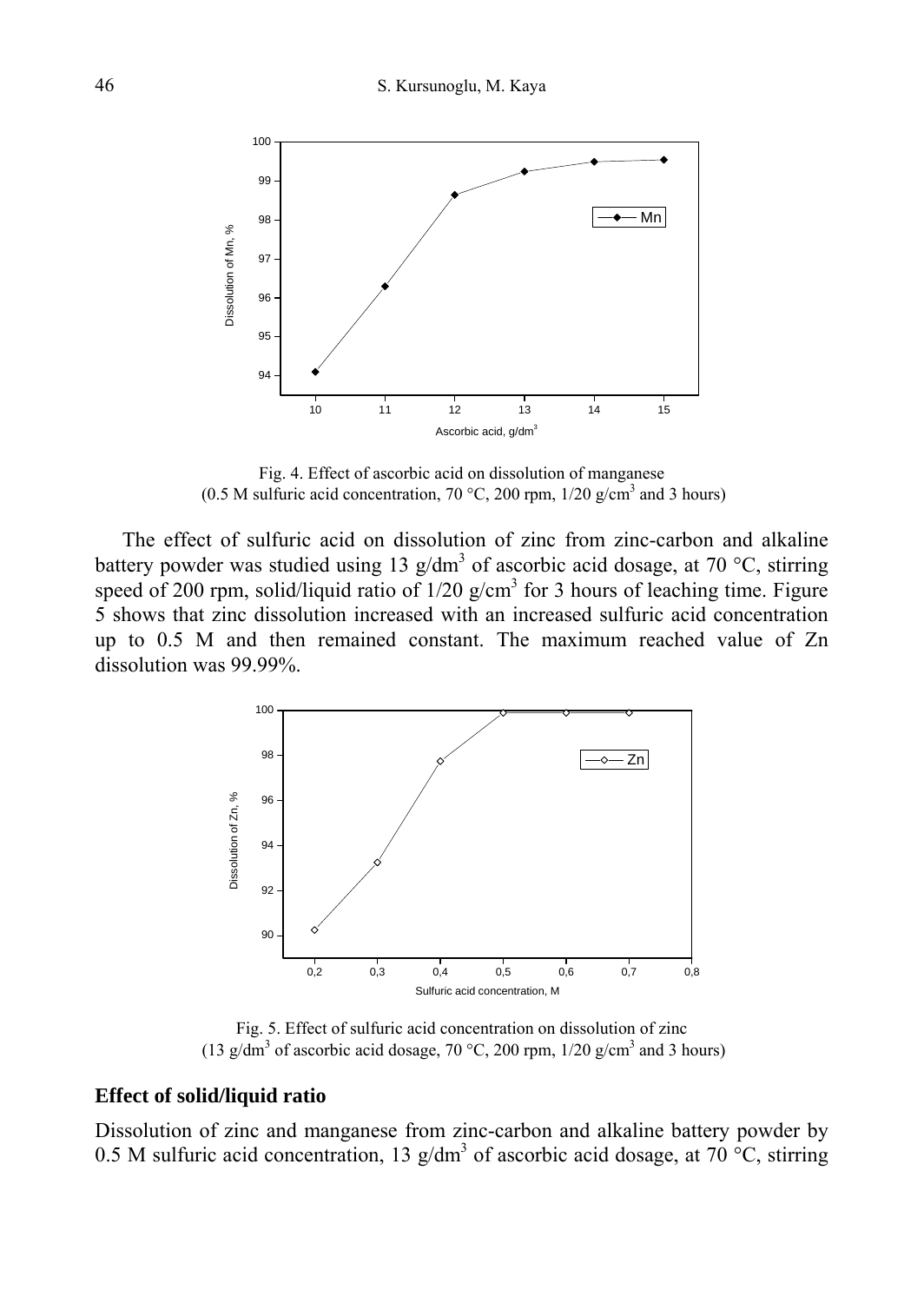Fig. 4. Effect of ascorbic acid on dissolution of manganese
(0.5 M sulfuric acid concentration, 70 °C, 200 rpm, 1/20 g/cm$^3$ and 3 hours)

The effect of sulfuric acid on dissolution of zinc from zinc-carbon and alkaline battery powder was studied using 13 g/dm$^3$ of ascorbic acid dosage, at 70 °C, stirring speed of 200 rpm, solid/liquid ratio of 1/20 g/cm$^3$ for 3 hours of leaching time. Figure 5 shows that zinc dissolution increased with an increased sulfuric acid concentration up to 0.5 M and then remained constant. The maximum reached value of Zn dissolution was 99.99%.

Fig. 5. Effect of sulfuric acid concentration on dissolution of zinc
(13 g/dm$^3$ of ascorbic acid dosage, 70 °C, 200 rpm, 1/20 g/cm$^3$ and 3 hours)

## Effect of solid/liquid ratio

Dissolution of zinc and manganese from zinc-carbon and alkaline battery powder by 0.5 M sulfuric acid concentration, 13 g/dm$^3$ of ascorbic acid dosage, at 70 °C, stirring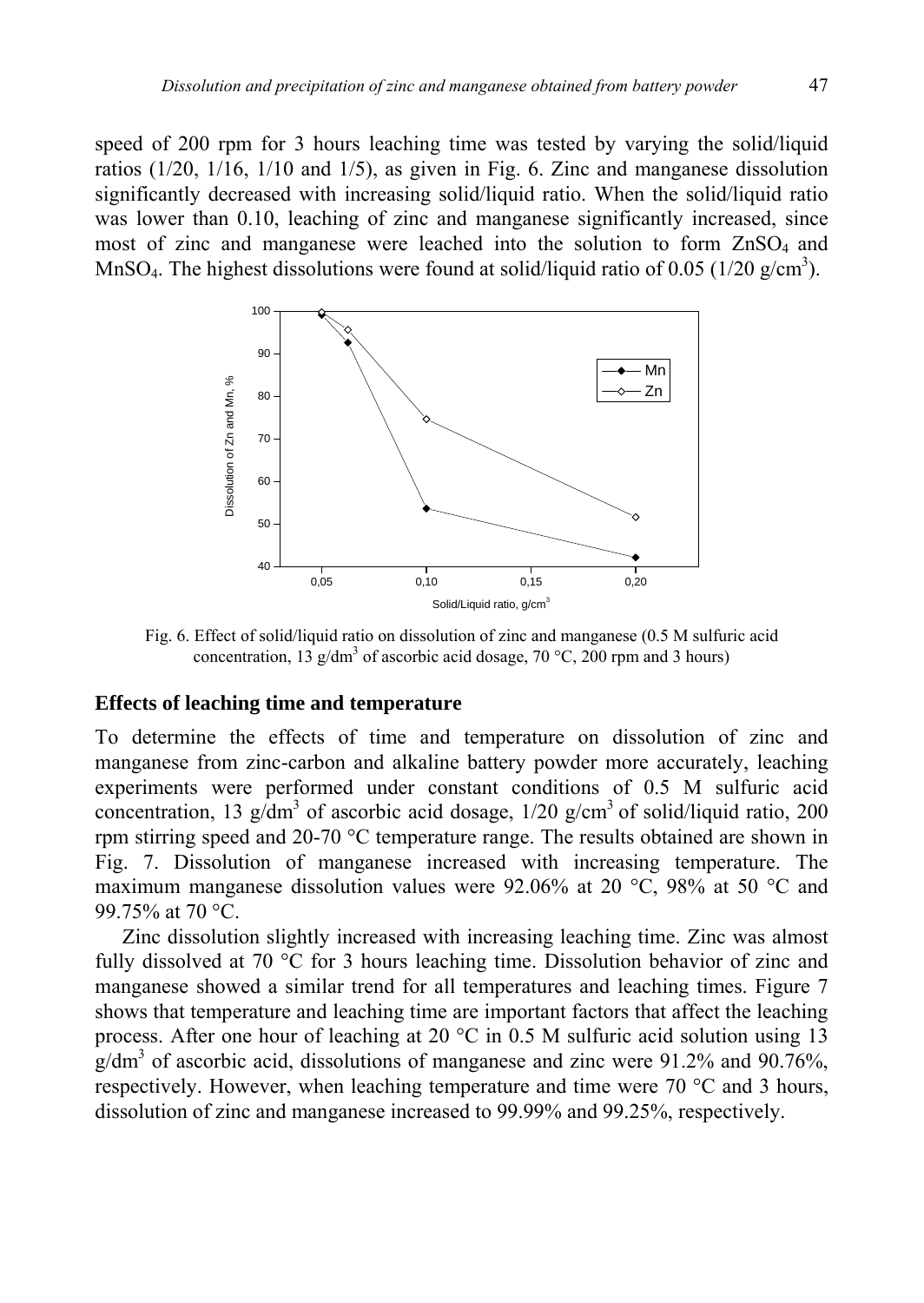speed of 200 rpm for 3 hours leaching time was tested by varying the solid/liquid ratios (1/20, 1/16, 1/10 and 1/5), as given in Fig. 6. Zinc and manganese dissolution significantly decreased with increasing solid/liquid ratio. When the solid/liquid ratio was lower than 0.10, leaching of zinc and manganese significantly increased, since most of zinc and manganese were leached into the solution to form $ZnSO_4$ and $MnSO_4$. The highest dissolutions were found at solid/liquid ratio of 0.05 (1/20 g/cm$^3$).

Fig. 6. Effect of solid/liquid ratio on dissolution of zinc and manganese (0.5 M sulfuric acid concentration, 13 g/dm$^3$ of ascorbic acid dosage, 70 °C, 200 rpm and 3 hours)

## Effects of leaching time and temperature

To determine the effects of time and temperature on dissolution of zinc and manganese from zinc-carbon and alkaline battery powder more accurately, leaching experiments were performed under constant conditions of 0.5 M sulfuric acid concentration, 13 g/dm$^3$ of ascorbic acid dosage, 1/20 g/cm$^3$ of solid/liquid ratio, 200 rpm stirring speed and 20-70 °C temperature range. The results obtained are shown in Fig. 7. Dissolution of manganese increased with increasing temperature. The maximum manganese dissolution values were 92.06% at 20 °C, 98% at 50 °C and 99.75% at 70 °C.

Zinc dissolution slightly increased with increasing leaching time. Zinc was almost fully dissolved at 70 °C for 3 hours leaching time. Dissolution behavior of zinc and manganese showed a similar trend for all temperatures and leaching times. Figure 7 shows that temperature and leaching time are important factors that affect the leaching process. After one hour of leaching at 20 °C in 0.5 M sulfuric acid solution using 13 g/dm$^3$ of ascorbic acid, dissolutions of manganese and zinc were 91.2% and 90.76%, respectively. However, when leaching temperature and time were 70 °C and 3 hours, dissolution of zinc and manganese increased to 99.99% and 99.25%, respectively.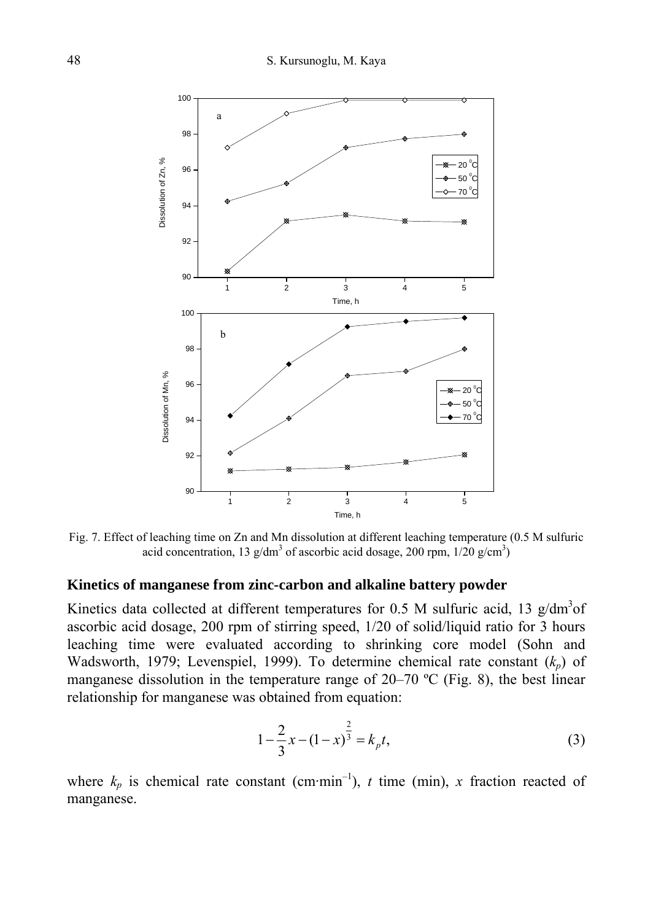Fig. 7. Effect of leaching time on Zn and Mn dissolution at different leaching temperature (0.5 M sulfuric acid concentration, 13 g/dm$^3$ of ascorbic acid dosage, 200 rpm, 1/20 g/cm$^3$)

## Kinetics of manganese from zinc-carbon and alkaline battery powder

Kinetics data collected at different temperatures for 0.5 M sulfuric acid, 13 g/dm$^3$of ascorbic acid dosage, 200 rpm of stirring speed, 1/20 of solid/liquid ratio for 3 hours leaching time were evaluated according to shrinking core model (Sohn and Wadsworth, 1979; Levenspiel, 1999). To determine chemical rate constant ($k_p$) of manganese dissolution in the temperature range of 20–70 ºC (Fig. 8), the best linear relationship for manganese was obtained from equation:

$$1-\frac{2}{3}x-(1-x)^{\frac{2}{3}}=k_p t, \tag{3}$$

where $k_p$ is chemical rate constant (cm·min$^{-1}$), $t$ time (min), $x$ fraction reacted of manganese.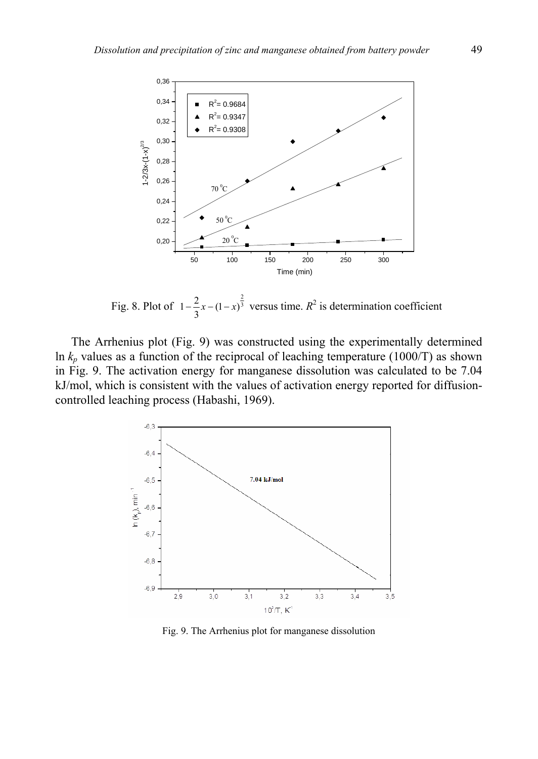Fig. 8. Plot of $1-\frac{2}{3}x-(1-x)^{\frac{2}{3}}$ versus time. $R^2$ is determination coefficient

The Arrhenius plot (Fig. 9) was constructed using the experimentally determined ln $k_p$ values as a function of the reciprocal of leaching temperature (1000/T) as shown in Fig. 9. The activation energy for manganese dissolution was calculated to be 7.04 kJ/mol, which is consistent with the values of activation energy reported for diffusion-controlled leaching process (Habashi, 1969).

Fig. 9. The Arrhenius plot for manganese dissolution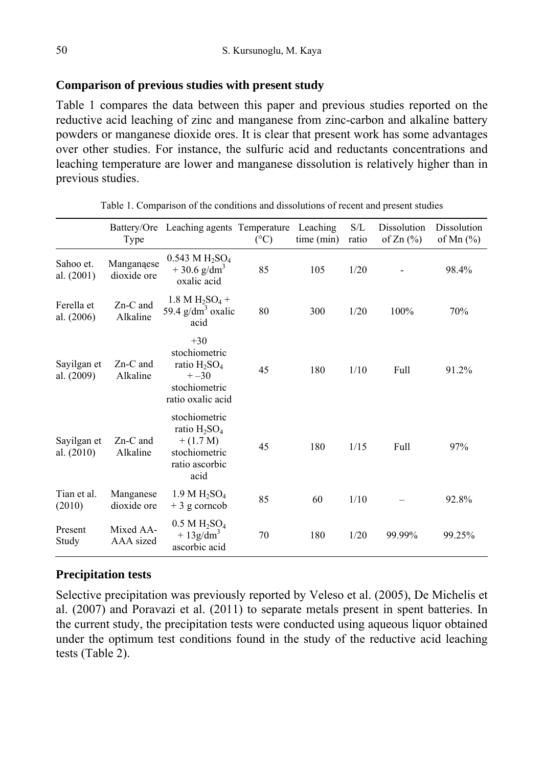### Comparison of previous studies with present study

Table 1 compares the data between this paper and previous studies reported on the reductive acid leaching of zinc and manganese from zinc-carbon and alkaline battery powders or manganese dioxide ores. It is clear that present work has some advantages over other studies. For instance, the sulfuric acid and reductants concentrations and leaching temperature are lower and manganese dissolution is relatively higher than in previous studies.

Table 1. Comparison of the conditions and dissolutions of recent and present studies

| | Battery/Ore Type | Leaching agents | Temperature (°C) | Leaching time (min) | S/L ratio | Dissolution of Zn (%) | Dissolution of Mn (%) |
|---|---|---|---|---|---|---|---|
| Sahoo et. al. (2001) | Manganąese dioxide ore | 0.543 M $H_2SO_4$ + 30.6 g/$dm^3$ oxalic acid | 85 | 105 | 1/20 | - | 98.4% |
| Ferella et al. (2006) | Zn-C and Alkaline | 1.8 M $H_2SO_4$ + 59.4 g/$dm^3$ oxalic acid | 80 | 300 | 1/20 | 100% | 70% |
| Sayilgan et al. (2009) | Zn-C and Alkaline | +30 stochiometric ratio $H_2SO_4$ + –30 stochiometric ratio oxalic acid | 45 | 180 | 1/10 | Full | 91.2% |
| Sayilgan et al. (2010) | Zn-C and Alkaline | stochiometric ratio $H_2SO_4$ + (1.7 M) stochiometric ratio ascorbic acid | 45 | 180 | 1/15 | Full | 97% |
| Tian et al. (2010) | Manganese dioxide ore | 1.9 M $H_2SO_4$ + 3 g corncob | 85 | 60 | 1/10 | – | 92.8% |
| Present Study | Mixed AA-AAA sized | 0.5 M $H_2SO_4$ + 13g/$dm^3$ ascorbic acid | 70 | 180 | 1/20 | 99.99% | 99.25% |

### Precipitation tests

Selective precipitation was previously reported by Veleso et al. (2005), De Michelis et al. (2007) and Poravazi et al. (2011) to separate metals present in spent batteries. In the current study, the precipitation tests were conducted using aqueous liquor obtained under the optimum test conditions found in the study of the reductive acid leaching tests (Table 2).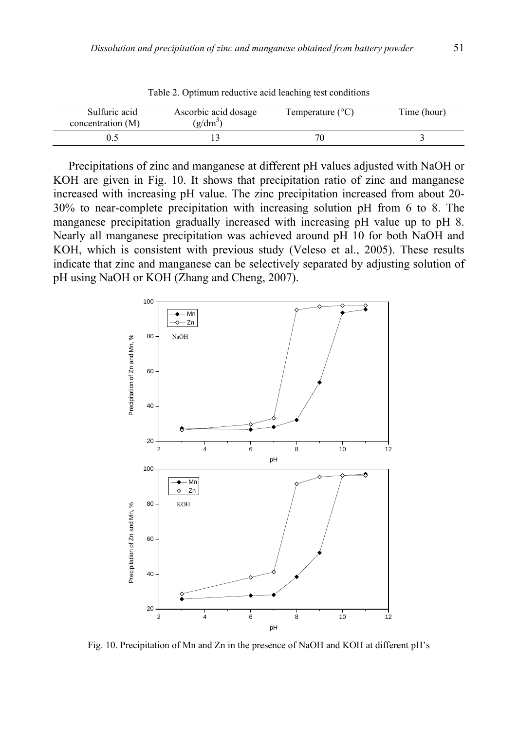Table 2. Optimum reductive acid leaching test conditions

| Sulfuric acid concentration (M) | Ascorbic acid dosage ($g/dm^3$) | Temperature (°C) | Time (hour) |
|---|---|---|---|
| 0.5 | 13 | 70 | 3 |

Precipitations of zinc and manganese at different pH values adjusted with NaOH or KOH are given in Fig. 10. It shows that precipitation ratio of zinc and manganese increased with increasing pH value. The zinc precipitation increased from about 20-30% to near-complete precipitation with increasing solution pH from 6 to 8. The manganese precipitation gradually increased with increasing pH value up to pH 8. Nearly all manganese precipitation was achieved around pH 10 for both NaOH and KOH, which is consistent with previous study (Veleso et al., 2005). These results indicate that zinc and manganese can be selectively separated by adjusting solution of pH using NaOH or KOH (Zhang and Cheng, 2007).

Fig. 10. Precipitation of Mn and Zn in the presence of NaOH and KOH at different pH's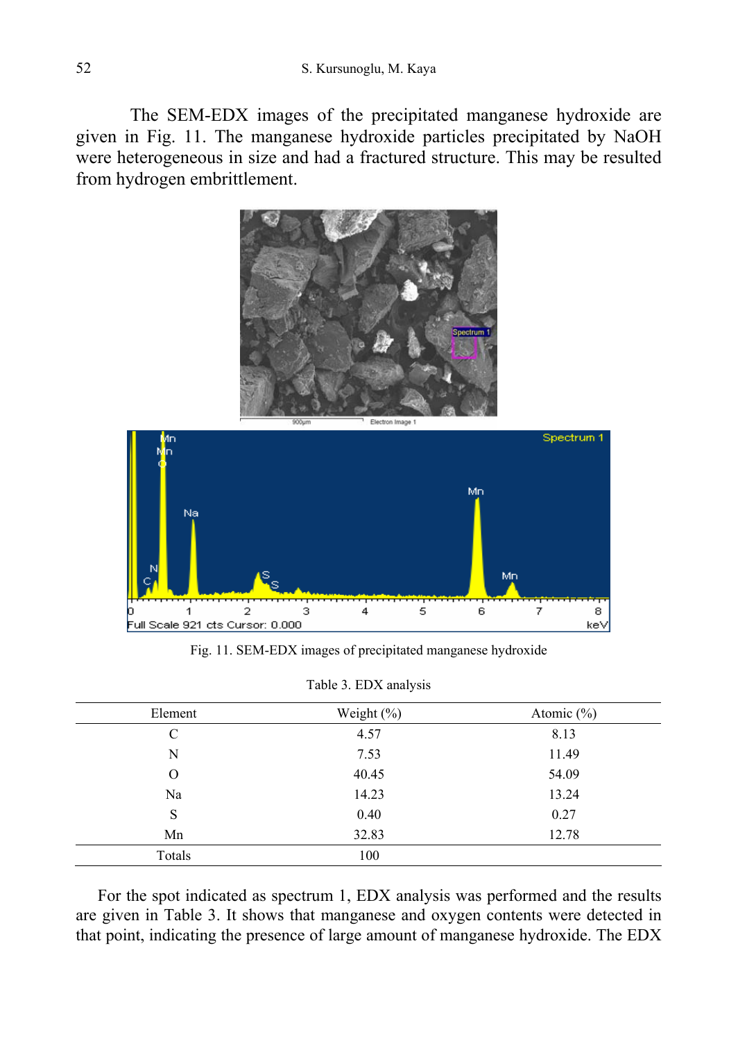The SEM-EDX images of the precipitated manganese hydroxide are given in Fig. 11. The manganese hydroxide particles precipitated by NaOH were heterogeneous in size and had a fractured structure. This may be resulted from hydrogen embrittlement.

Fig. 11. SEM-EDX images of precipitated manganese hydroxide

Table 3. EDX analysis

| Element | Weight (%) | Atomic (%) |
|---|---|---|
| C | 4.57 | 8.13 |
| N | 7.53 | 11.49 |
| O | 40.45 | 54.09 |
| Na | 14.23 | 13.24 |
| S | 0.40 | 0.27 |
| Mn | 32.83 | 12.78 |
| Totals | 100 | |

For the spot indicated as spectrum 1, EDX analysis was performed and the results are given in Table 3. It shows that manganese and oxygen contents were detected in that point, indicating the presence of large amount of manganese hydroxide. The EDX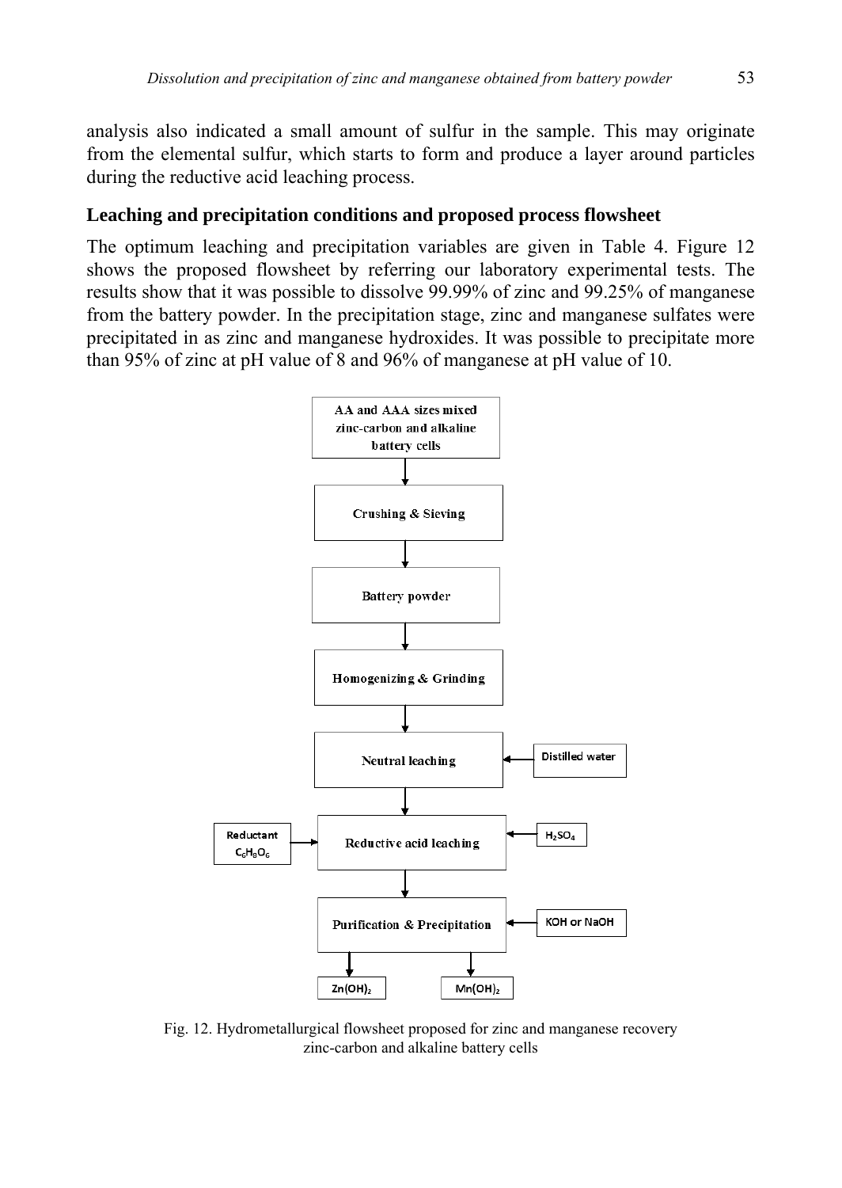analysis also indicated a small amount of sulfur in the sample. This may originate from the elemental sulfur, which starts to form and produce a layer around particles during the reductive acid leaching process.

## Leaching and precipitation conditions and proposed process flowsheet

The optimum leaching and precipitation variables are given in Table 4. Figure 12 shows the proposed flowsheet by referring our laboratory experimental tests. The results show that it was possible to dissolve 99.99% of zinc and 99.25% of manganese from the battery powder. In the precipitation stage, zinc and manganese sulfates were precipitated in as zinc and manganese hydroxides. It was possible to precipitate more than 95% of zinc at pH value of 8 and 96% of manganese at pH value of 10.

AA and AAA sizes mixed zinc-carbon and alkaline battery cells

↓

Crushing & Sieving

↓

Battery powder

↓

Homogenizing & Grinding

↓

Neutral leaching ← Distilled water

↓

Reductant $C_6H_8O_6$ → Reductive acid leaching ← $H_2SO_4$

↓

Purification & Precipitation ← KOH or NaOH

↓

$Zn(OH)_2$ | $Mn(OH)_2$

Fig. 12. Hydrometallurgical flowsheet proposed for zinc and manganese recovery zinc-carbon and alkaline battery cells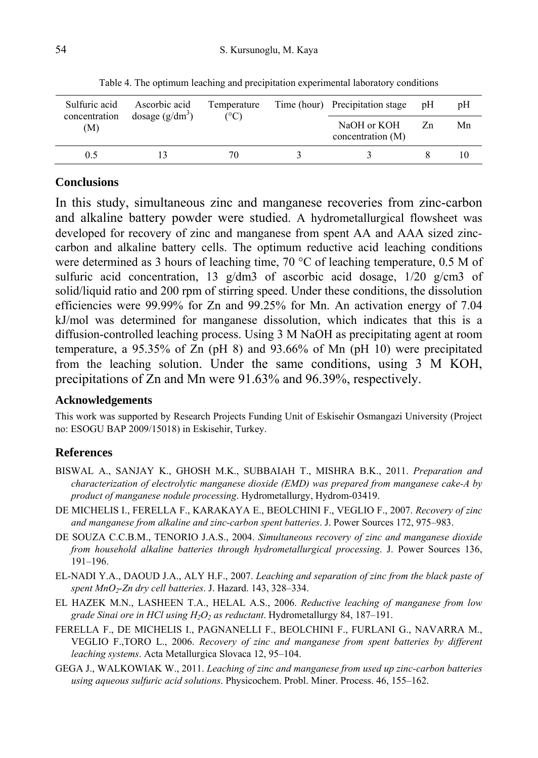Table 4. The optimum leaching and precipitation experimental laboratory conditions

| Sulfuric acid concentration (M) | Ascorbic acid dosage (g/dm$^3$) | Temperature (°C) | Time (hour) | Precipitation stage | pH | pH |
|---|---|---|---|---|---|---|
| | | | | NaOH or KOH concentration (M) | Zn | Mn |
| 0.5 | 13 | 70 | 3 | 3 | 8 | 10 |

## Conclusions

In this study, simultaneous zinc and manganese recoveries from zinc-carbon and alkaline battery powder were studied. A hydrometallurgical flowsheet was developed for recovery of zinc and manganese from spent AA and AAA sized zinc-carbon and alkaline battery cells. The optimum reductive acid leaching conditions were determined as 3 hours of leaching time, 70 °C of leaching temperature, 0.5 M of sulfuric acid concentration, 13 g/dm3 of ascorbic acid dosage, 1/20 g/cm3 of solid/liquid ratio and 200 rpm of stirring speed. Under these conditions, the dissolution efficiencies were 99.99% for Zn and 99.25% for Mn. An activation energy of 7.04 kJ/mol was determined for manganese dissolution, which indicates that this is a diffusion-controlled leaching process. Using 3 M NaOH as precipitating agent at room temperature, a 95.35% of Zn (pH 8) and 93.66% of Mn (pH 10) were precipitated from the leaching solution. Under the same conditions, using 3 M KOH, precipitations of Zn and Mn were 91.63% and 96.39%, respectively.

### Acknowledgements

This work was supported by Research Projects Funding Unit of Eskisehir Osmangazi University (Project no: ESOGU BAP 2009/15018) in Eskisehir, Turkey.

## References

BISWAL A., SANJAY K., GHOSH M.K., SUBBAIAH T., MISHRA B.K., 2011. *Preparation and characterization of electrolytic manganese dioxide (EMD) was prepared from manganese cake-A by product of manganese nodule processing*. Hydrometallurgy, Hydrom-03419.

DE MICHELIS I., FERELLA F., KARAKAYA E., BEOLCHINI F., VEGLIO F., 2007. *Recovery of zinc and manganese from alkaline and zinc-carbon spent batteries*. J. Power Sources 172, 975–983.

DE SOUZA C.C.B.M., TENORIO J.A.S., 2004. *Simultaneous recovery of zinc and manganese dioxide from household alkaline batteries through hydrometallurgical processing*. J. Power Sources 136, 191–196.

EL-NADI Y.A., DAOUD J.A., ALY H.F., 2007. *Leaching and separation of zinc from the black paste of spent $MnO_2$-Zn dry cell batteries*. J. Hazard. 143, 328–334.

EL HAZEK M.N., LASHEEN T.A., HELAL A.S., 2006. *Reductive leaching of manganese from low grade Sinai ore in HCl using $H_2O_2$ as reductant*. Hydrometallurgy 84, 187–191.

FERELLA F., DE MICHELIS I., PAGNANELLI F., BEOLCHINI F., FURLANI G., NAVARRA M., VEGLIO F.,TORO L., 2006. *Recovery of zinc and manganese from spent batteries by different leaching systems*. Acta Metallurgica Slovaca 12, 95–104.

GEGA J., WALKOWIAK W., 2011. *Leaching of zinc and manganese from used up zinc-carbon batteries using aqueous sulfuric acid solutions*. Physicochem. Probl. Miner. Process. 46, 155–162.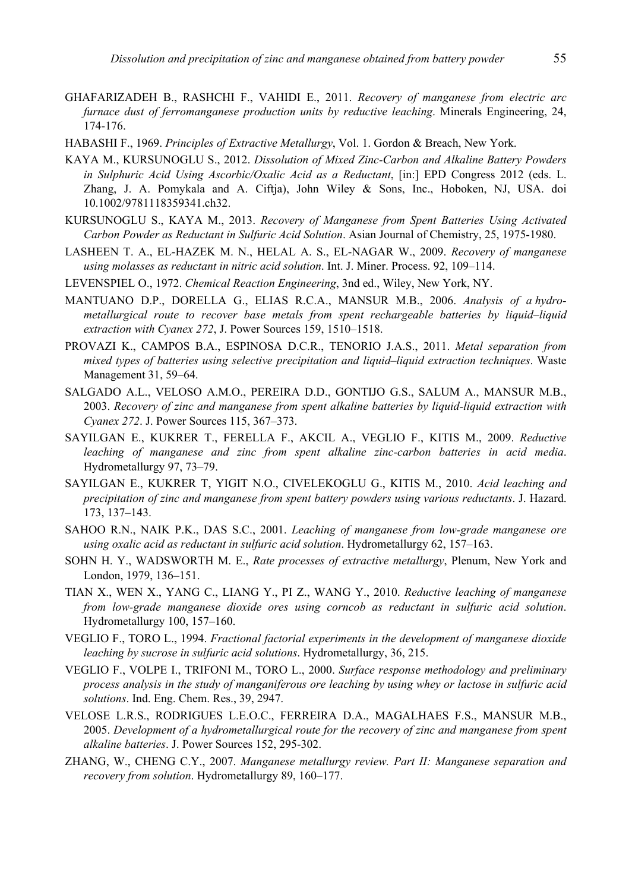GHAFARIZADEH B., RASHCHI F., VAHIDI E., 2011. *Recovery of manganese from electric arc furnace dust of ferromanganese production units by reductive leaching*. Minerals Engineering, 24, 174-176.

HABASHI F., 1969. *Principles of Extractive Metallurgy*, Vol. 1. Gordon & Breach, New York.

KAYA M., KURSUNOGLU S., 2012. *Dissolution of Mixed Zinc-Carbon and Alkaline Battery Powders in Sulphuric Acid Using Ascorbic/Oxalic Acid as a Reductant*, [in:] EPD Congress 2012 (eds. L. Zhang, J. A. Pomykala and A. Ciftja), John Wiley & Sons, Inc., Hoboken, NJ, USA. doi 10.1002/9781118359341.ch32.

KURSUNOGLU S., KAYA M., 2013. *Recovery of Manganese from Spent Batteries Using Activated Carbon Powder as Reductant in Sulfuric Acid Solution*. Asian Journal of Chemistry, 25, 1975-1980.

LASHEEN T. A., EL-HAZEK M. N., HELAL A. S., EL-NAGAR W., 2009. *Recovery of manganese using molasses as reductant in nitric acid solution*. Int. J. Miner. Process. 92, 109–114.

LEVENSPIEL O., 1972. *Chemical Reaction Engineering*, 3nd ed., Wiley, New York, NY.

MANTUANO D.P., DORELLA G., ELIAS R.C.A., MANSUR M.B., 2006. *Analysis of a hydrometallurgical route to recover base metals from spent rechargeable batteries by liquid–liquid extraction with Cyanex 272*, J. Power Sources 159, 1510–1518.

PROVAZI K., CAMPOS B.A., ESPINOSA D.C.R., TENORIO J.A.S., 2011. *Metal separation from mixed types of batteries using selective precipitation and liquid–liquid extraction techniques*. Waste Management 31, 59–64.

SALGADO A.L., VELOSO A.M.O., PEREIRA D.D., GONTIJO G.S., SALUM A., MANSUR M.B., 2003. *Recovery of zinc and manganese from spent alkaline batteries by liquid-liquid extraction with Cyanex 272*. J. Power Sources 115, 367–373.

SAYILGAN E., KUKRER T., FERELLA F., AKCIL A., VEGLIO F., KITIS M., 2009. *Reductive leaching of manganese and zinc from spent alkaline zinc-carbon batteries in acid media*. Hydrometallurgy 97, 73–79.

SAYILGAN E., KUKRER T, YIGIT N.O., CIVELEKOGLU G., KITIS M., 2010. *Acid leaching and precipitation of zinc and manganese from spent battery powders using various reductants*. J. Hazard. 173, 137–143.

SAHOO R.N., NAIK P.K., DAS S.C., 2001. *Leaching of manganese from low-grade manganese ore using oxalic acid as reductant in sulfuric acid solution*. Hydrometallurgy 62, 157–163.

SOHN H. Y., WADSWORTH M. E., *Rate processes of extractive metallurgy*, Plenum, New York and London, 1979, 136–151.

TIAN X., WEN X., YANG C., LIANG Y., PI Z., WANG Y., 2010. *Reductive leaching of manganese from low-grade manganese dioxide ores using corncob as reductant in sulfuric acid solution*. Hydrometallurgy 100, 157–160.

VEGLIO F., TORO L., 1994. *Fractional factorial experiments in the development of manganese dioxide leaching by sucrose in sulfuric acid solutions*. Hydrometallurgy, 36, 215.

VEGLIO F., VOLPE I., TRIFONI M., TORO L., 2000. *Surface response methodology and preliminary process analysis in the study of manganiferous ore leaching by using whey or lactose in sulfuric acid solutions*. Ind. Eng. Chem. Res., 39, 2947.

VELOSE L.R.S., RODRIGUES L.E.O.C., FERREIRA D.A., MAGALHAES F.S., MANSUR M.B., 2005. *Development of a hydrometallurgical route for the recovery of zinc and manganese from spent alkaline batteries*. J. Power Sources 152, 295-302.

ZHANG, W., CHENG C.Y., 2007. *Manganese metallurgy review. Part II: Manganese separation and recovery from solution*. Hydrometallurgy 89, 160–177.